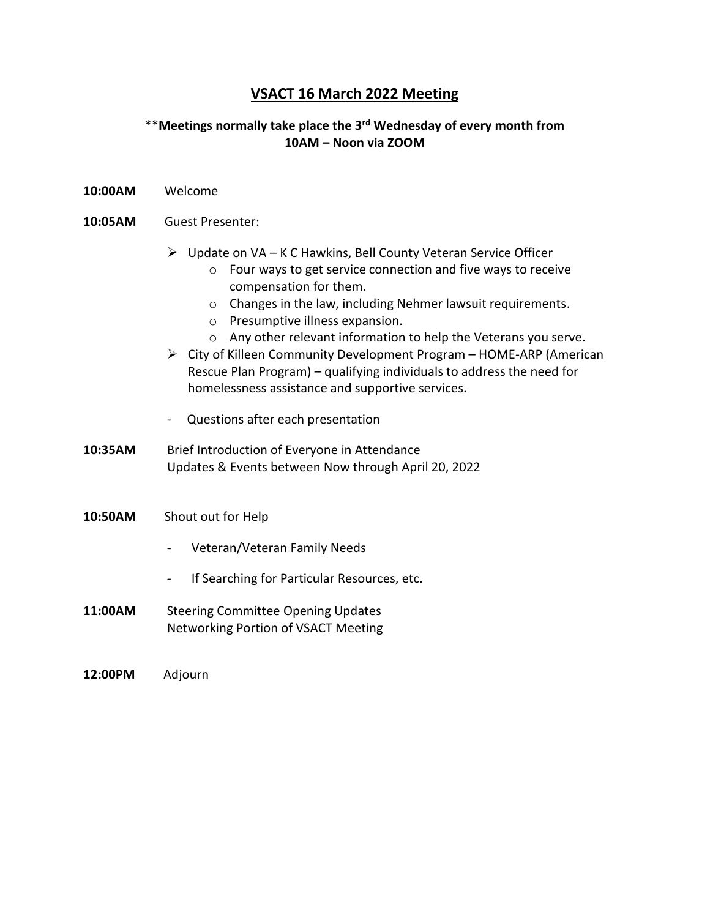# VSACT 16 March 2022 Meeting

**\*\*Meetings normally take place the 3rd Wednesday of every month from 10AM – Noon via ZOOM**

**10:00AM** Welcome

**10:05AM** Guest Presenter:

- Update on VA – K C Hawkins, Bell County Veteran Service Officer
  - Four ways to get service connection and five ways to receive compensation for them.
  - Changes in the law, including Nehmer lawsuit requirements.
  - Presumptive illness expansion.
  - Any other relevant information to help the Veterans you serve.
- City of Killeen Community Development Program – HOME-ARP (American Rescue Plan Program) – qualifying individuals to address the need for homelessness assistance and supportive services.

- Questions after each presentation

**10:35AM** Brief Introduction of Everyone in Attendance
Updates & Events between Now through April 20, 2022

**10:50AM** Shout out for Help

- Veteran/Veteran Family Needs
- If Searching for Particular Resources, etc.

**11:00AM** Steering Committee Opening Updates
Networking Portion of VSACT Meeting

**12:00PM** Adjourn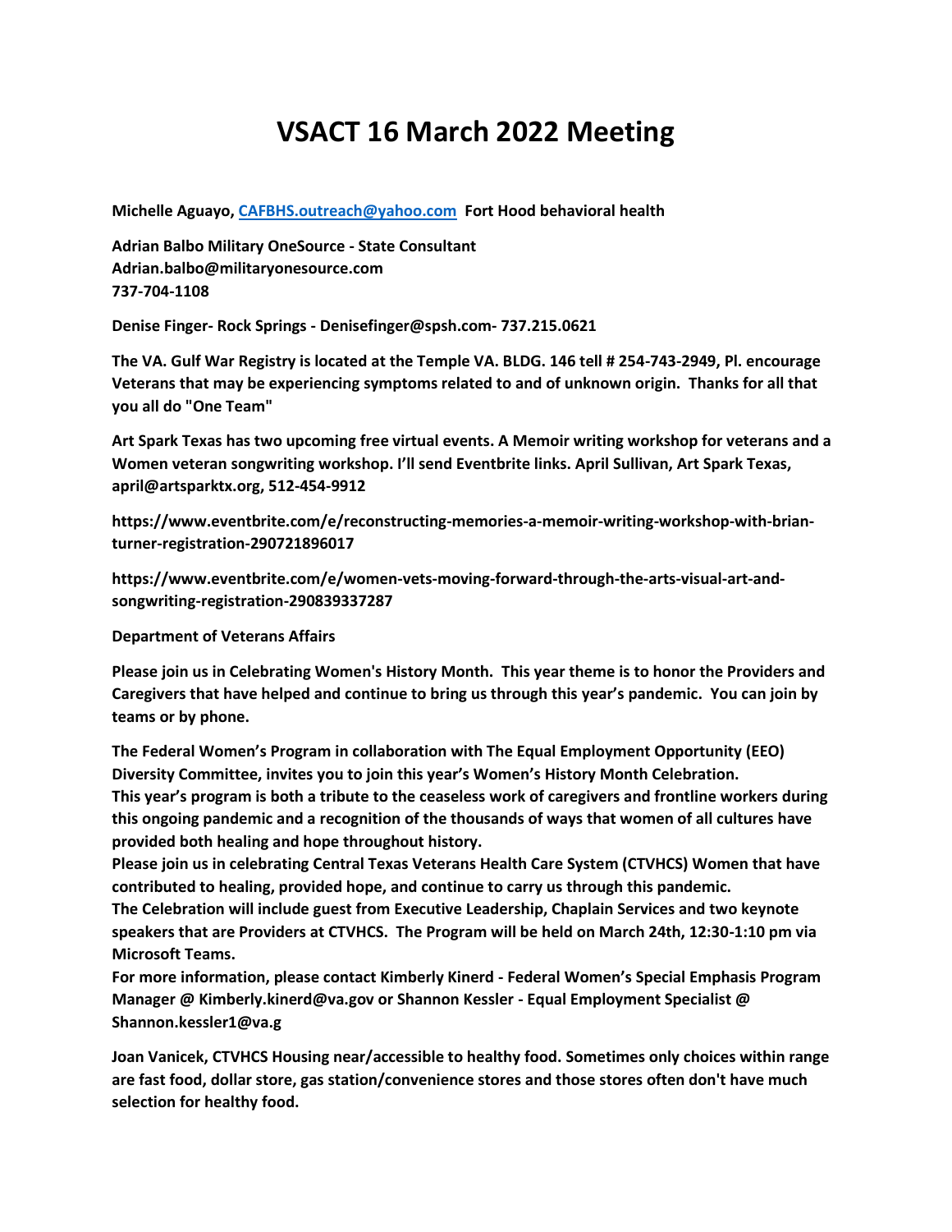# VSACT 16 March 2022 Meeting

**Michelle Aguayo, CAFBHS.outreach@yahoo.com Fort Hood behavioral health**

**Adrian Balbo Military OneSource - State Consultant**
**Adrian.balbo@militaryonesource.com**
**737-704-1108**

**Denise Finger- Rock Springs - Denisefinger@spsh.com- 737.215.0621**

**The VA. Gulf War Registry is located at the Temple VA. BLDG. 146 tell # 254-743-2949, Pl. encourage Veterans that may be experiencing symptoms related to and of unknown origin. Thanks for all that you all do "One Team"**

**Art Spark Texas has two upcoming free virtual events. A Memoir writing workshop for veterans and a Women veteran songwriting workshop. I'll send Eventbrite links. April Sullivan, Art Spark Texas, april@artsparktx.org, 512-454-9912**

**https://www.eventbrite.com/e/reconstructing-memories-a-memoir-writing-workshop-with-brian-turner-registration-290721896017**

**https://www.eventbrite.com/e/women-vets-moving-forward-through-the-arts-visual-art-and-songwriting-registration-290839337287**

**Department of Veterans Affairs**

**Please join us in Celebrating Women's History Month. This year theme is to honor the Providers and Caregivers that have helped and continue to bring us through this year's pandemic. You can join by teams or by phone.**

**The Federal Women's Program in collaboration with The Equal Employment Opportunity (EEO) Diversity Committee, invites you to join this year's Women's History Month Celebration.**
**This year's program is both a tribute to the ceaseless work of caregivers and frontline workers during this ongoing pandemic and a recognition of the thousands of ways that women of all cultures have provided both healing and hope throughout history.**
**Please join us in celebrating Central Texas Veterans Health Care System (CTVHCS) Women that have contributed to healing, provided hope, and continue to carry us through this pandemic.**
**The Celebration will include guest from Executive Leadership, Chaplain Services and two keynote speakers that are Providers at CTVHCS. The Program will be held on March 24th, 12:30-1:10 pm via Microsoft Teams.**
**For more information, please contact Kimberly Kinerd - Federal Women's Special Emphasis Program Manager @ Kimberly.kinerd@va.gov or Shannon Kessler - Equal Employment Specialist @ Shannon.kessler1@va.g**

**Joan Vanicek, CTVHCS Housing near/accessible to healthy food. Sometimes only choices within range are fast food, dollar store, gas station/convenience stores and those stores often don't have much selection for healthy food.**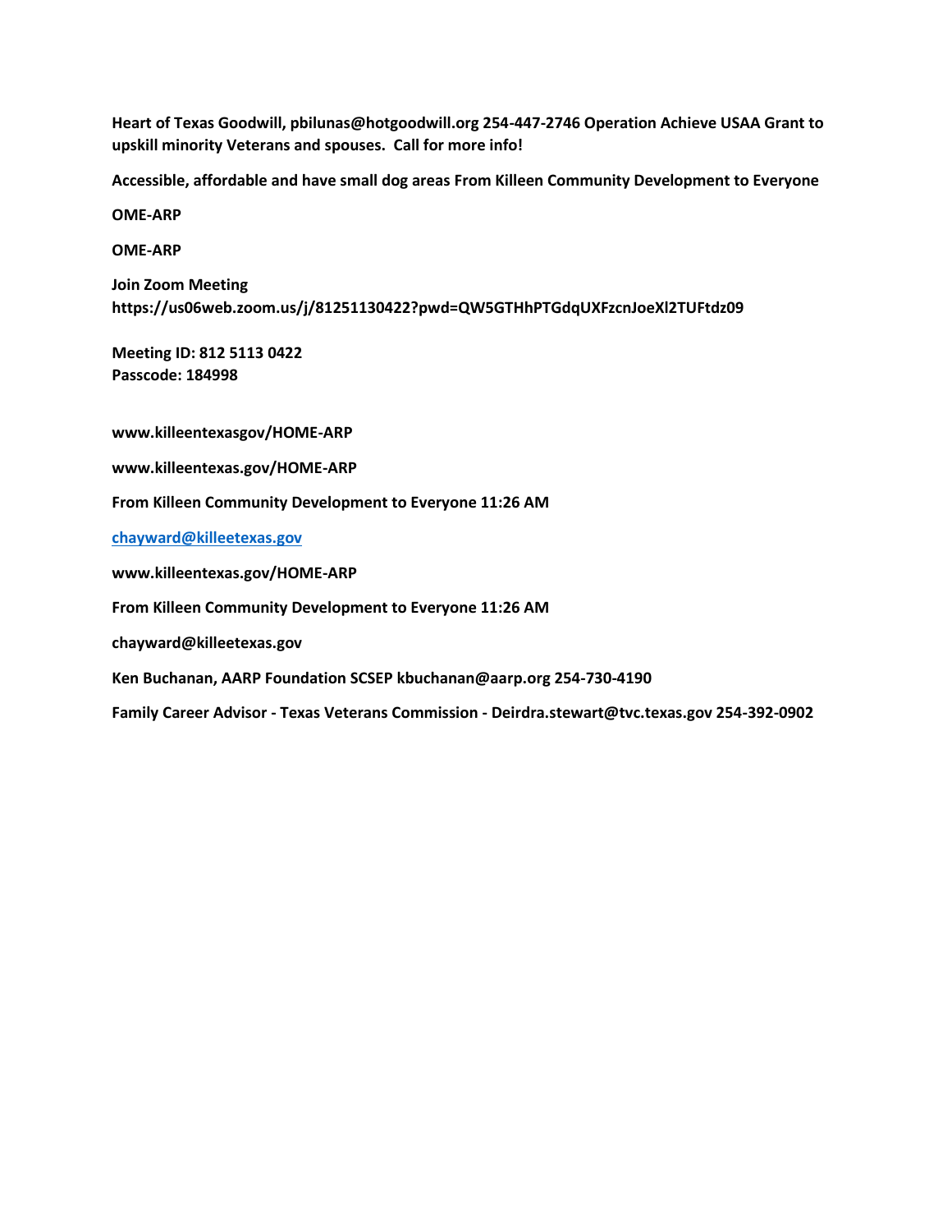**Heart of Texas Goodwill, pbilunas@hotgoodwill.org 254-447-2746 Operation Achieve USAA Grant to upskill minority Veterans and spouses. Call for more info!**

**Accessible, affordable and have small dog areas From Killeen Community Development to Everyone**

**OME-ARP**

**OME-ARP**

**Join Zoom Meeting**
**https://us06web.zoom.us/j/81251130422?pwd=QW5GTHhPTGdqUXFzcnJoeXl2TUFtdz09**

**Meeting ID: 812 5113 0422**
**Passcode: 184998**

**www.killeentexasgov/HOME-ARP**

**www.killeentexas.gov/HOME-ARP**

**From Killeen Community Development to Everyone 11:26 AM**

**[chayward@killeetexas.gov](mailto:chayward@killeetexas.gov)**

**www.killeentexas.gov/HOME-ARP**

**From Killeen Community Development to Everyone 11:26 AM**

**chayward@killeetexas.gov**

**Ken Buchanan, AARP Foundation SCSEP kbuchanan@aarp.org 254-730-4190**

**Family Career Advisor - Texas Veterans Commission - Deirdra.stewart@tvc.texas.gov 254-392-0902**